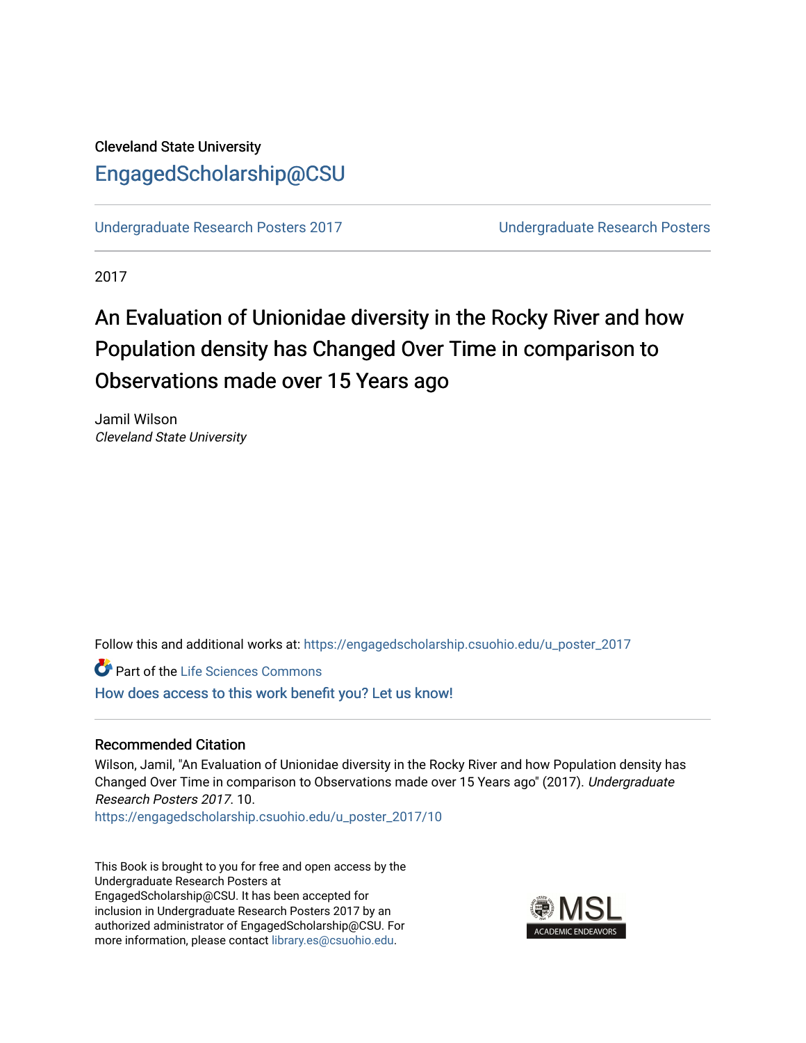Cleveland State University

# EngagedScholarship@CSU

Undergraduate Research Posters 2017 | Undergraduate Research Posters

2017

## An Evaluation of Unionidae diversity in the Rocky River and how Population density has Changed Over Time in comparison to Observations made over 15 Years ago

Jamil Wilson
*Cleveland State University*

Follow this and additional works at: https://engagedscholarship.csuohio.edu/u_poster_2017

Part of the Life Sciences Commons

How does access to this work benefit you? Let us know!

### Recommended Citation

Wilson, Jamil, "An Evaluation of Unionidae diversity in the Rocky River and how Population density has Changed Over Time in comparison to Observations made over 15 Years ago" (2017). *Undergraduate Research Posters 2017*. 10.
https://engagedscholarship.csuohio.edu/u_poster_2017/10

This Book is brought to you for free and open access by the Undergraduate Research Posters at EngagedScholarship@CSU. It has been accepted for inclusion in Undergraduate Research Posters 2017 by an authorized administrator of EngagedScholarship@CSU. For more information, please contact library.es@csuohio.edu.

MSL ACADEMIC ENDEAVORS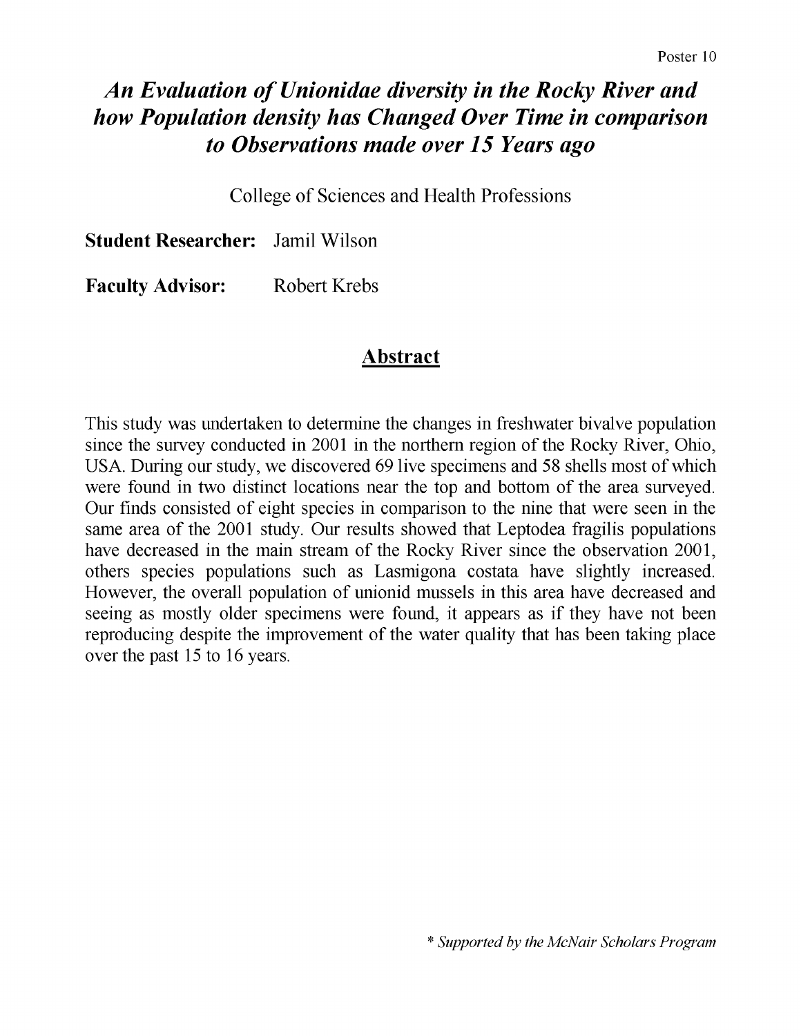Poster 10

# *An Evaluation of Unionidae diversity in the Rocky River and how Population density has Changed Over Time in comparison to Observations made over 15 Years ago*

College of Sciences and Health Professions

**Student Researcher:** Jamil Wilson

**Faculty Advisor:** Robert Krebs

## Abstract

This study was undertaken to determine the changes in freshwater bivalve population since the survey conducted in 2001 in the northern region of the Rocky River, Ohio, USA. During our study, we discovered 69 live specimens and 58 shells most of which were found in two distinct locations near the top and bottom of the area surveyed. Our finds consisted of eight species in comparison to the nine that were seen in the same area of the 2001 study. Our results showed that Leptodea fragilis populations have decreased in the main stream of the Rocky River since the observation 2001, others species populations such as Lasmigona costata have slightly increased. However, the overall population of unionid mussels in this area have decreased and seeing as mostly older specimens were found, it appears as if they have not been reproducing despite the improvement of the water quality that has been taking place over the past 15 to 16 years.

*\* Supported by the McNair Scholars Program*